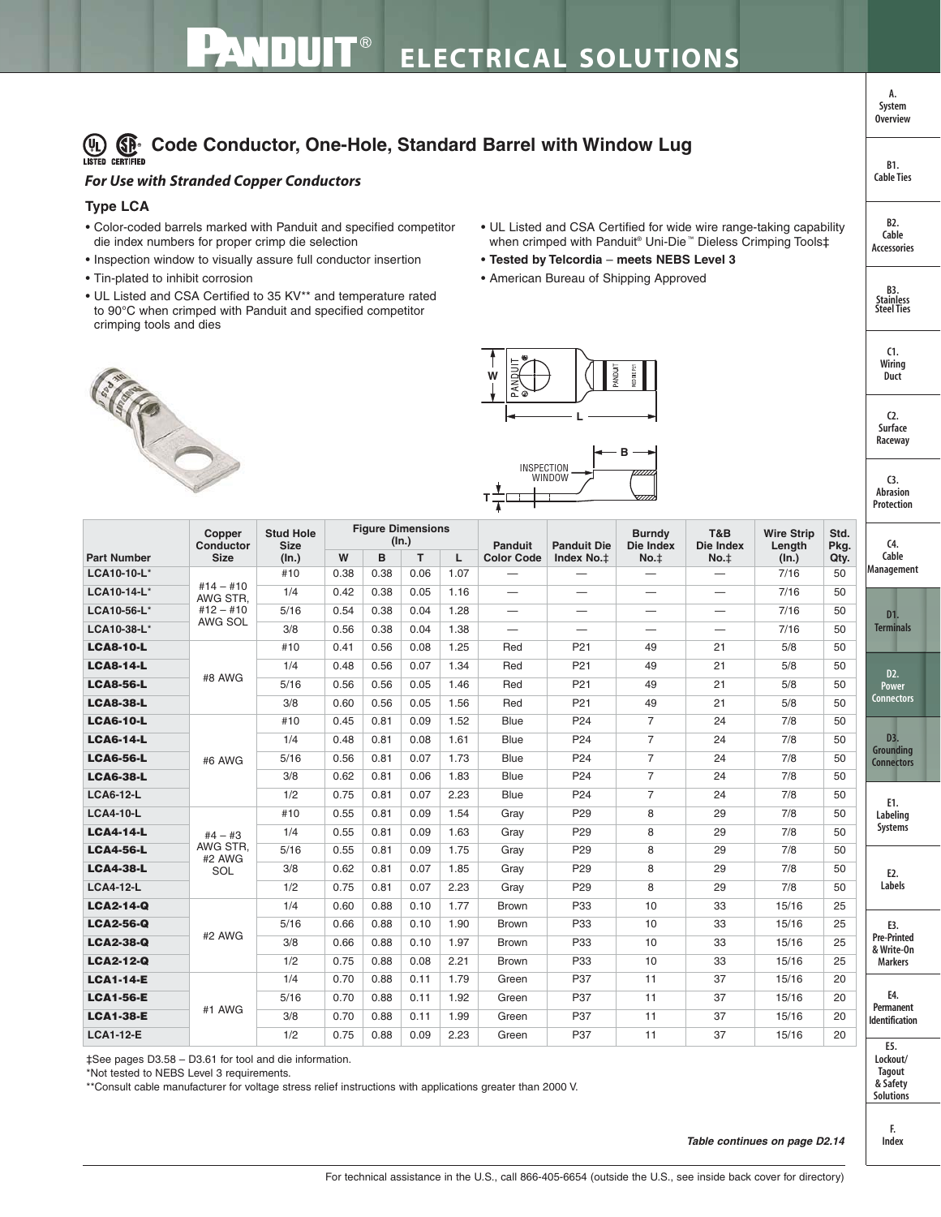# Code Conductor, One-Hole, Standard Barrel with Window Lug

***For Use with Stranded Copper Conductors***

### Type LCA

- Color-coded barrels marked with Panduit and specified competitor die index numbers for proper crimp die selection
- Inspection window to visually assure full conductor insertion
- Tin-plated to inhibit corrosion
- UL Listed and CSA Certified to 35 KV** and temperature rated to 90°C when crimped with Panduit and specified competitor crimping tools and dies
- UL Listed and CSA Certified for wide wire range-taking capability when crimped with Panduit® Uni-Die™ Dieless Crimping Tools‡
- **Tested by Telcordia – meets NEBS Level 3**
- American Bureau of Shipping Approved

| Part Number | Copper Conductor Size | Stud Hole Size (In.) | Figure Dimensions (In.) | | | | Panduit Color Code | Panduit Die Index No.‡ | Burndy Die Index No.‡ | T&B Die Index No.‡ | Wire Strip Length (In.) | Std. Pkg. Qty. |
|---|---|---|---|---|---|---|---|---|---|---|---|---|
| | | | W | B | T | L | | | | | | |
| LCA10-10-L* | #14 – #10 AWG STR, #12 – #10 AWG SOL | #10 | 0.38 | 0.38 | 0.06 | 1.07 | — | — | — | — | 7/16 | 50 |
| LCA10-14-L* | | 1/4 | 0.42 | 0.38 | 0.05 | 1.16 | — | — | — | — | 7/16 | 50 |
| LCA10-56-L* | | 5/16 | 0.54 | 0.38 | 0.04 | 1.28 | — | — | — | — | 7/16 | 50 |
| LCA10-38-L* | | 3/8 | 0.56 | 0.38 | 0.04 | 1.38 | — | — | — | — | 7/16 | 50 |
| **LCA8-10-L** | #8 AWG | #10 | 0.41 | 0.56 | 0.08 | 1.25 | Red | P21 | 49 | 21 | 5/8 | 50 |
| **LCA8-14-L** | | 1/4 | 0.48 | 0.56 | 0.07 | 1.34 | Red | P21 | 49 | 21 | 5/8 | 50 |
| **LCA8-56-L** | | 5/16 | 0.56 | 0.56 | 0.05 | 1.46 | Red | P21 | 49 | 21 | 5/8 | 50 |
| **LCA8-38-L** | | 3/8 | 0.60 | 0.56 | 0.05 | 1.56 | Red | P21 | 49 | 21 | 5/8 | 50 |
| **LCA6-10-L** | #6 AWG | #10 | 0.45 | 0.81 | 0.09 | 1.52 | Blue | P24 | 7 | 24 | 7/8 | 50 |
| **LCA6-14-L** | | 1/4 | 0.48 | 0.81 | 0.08 | 1.61 | Blue | P24 | 7 | 24 | 7/8 | 50 |
| **LCA6-56-L** | | 5/16 | 0.56 | 0.81 | 0.07 | 1.73 | Blue | P24 | 7 | 24 | 7/8 | 50 |
| **LCA6-38-L** | | 3/8 | 0.62 | 0.81 | 0.06 | 1.83 | Blue | P24 | 7 | 24 | 7/8 | 50 |
| LCA6-12-L | | 1/2 | 0.75 | 0.81 | 0.07 | 2.23 | Blue | P24 | 7 | 24 | 7/8 | 50 |
| LCA4-10-L | #4 – #3 AWG STR, #2 AWG SOL | #10 | 0.55 | 0.81 | 0.09 | 1.54 | Gray | P29 | 8 | 29 | 7/8 | 50 |
| **LCA4-14-L** | | 1/4 | 0.55 | 0.81 | 0.09 | 1.63 | Gray | P29 | 8 | 29 | 7/8 | 50 |
| **LCA4-56-L** | | 5/16 | 0.55 | 0.81 | 0.09 | 1.75 | Gray | P29 | 8 | 29 | 7/8 | 50 |
| **LCA4-38-L** | | 3/8 | 0.62 | 0.81 | 0.07 | 1.85 | Gray | P29 | 8 | 29 | 7/8 | 50 |
| LCA4-12-L | | 1/2 | 0.75 | 0.81 | 0.07 | 2.23 | Gray | P29 | 8 | 29 | 7/8 | 50 |
| **LCA2-14-Q** | #2 AWG | 1/4 | 0.60 | 0.88 | 0.10 | 1.77 | Brown | P33 | 10 | 33 | 15/16 | 25 |
| **LCA2-56-Q** | | 5/16 | 0.66 | 0.88 | 0.10 | 1.90 | Brown | P33 | 10 | 33 | 15/16 | 25 |
| **LCA2-38-Q** | | 3/8 | 0.66 | 0.88 | 0.10 | 1.97 | Brown | P33 | 10 | 33 | 15/16 | 25 |
| **LCA2-12-Q** | | 1/2 | 0.75 | 0.88 | 0.08 | 2.21 | Brown | P33 | 10 | 33 | 15/16 | 25 |
| **LCA1-14-E** | #1 AWG | 1/4 | 0.70 | 0.88 | 0.11 | 1.79 | Green | P37 | 11 | 37 | 15/16 | 20 |
| **LCA1-56-E** | | 5/16 | 0.70 | 0.88 | 0.11 | 1.92 | Green | P37 | 11 | 37 | 15/16 | 20 |
| **LCA1-38-E** | | 3/8 | 0.70 | 0.88 | 0.11 | 1.99 | Green | P37 | 11 | 37 | 15/16 | 20 |
| **LCA1-12-E** | | 1/2 | 0.75 | 0.88 | 0.09 | 2.23 | Green | P37 | 11 | 37 | 15/16 | 20 |

‡See pages D3.58 – D3.61 for tool and die information.

*Not tested to NEBS Level 3 requirements.

**Consult cable manufacturer for voltage stress relief instructions with applications greater than 2000 V.

***Table continues on page D2.14***

For technical assistance in the U.S., call 866-405-6654 (outside the U.S., see inside back cover for directory)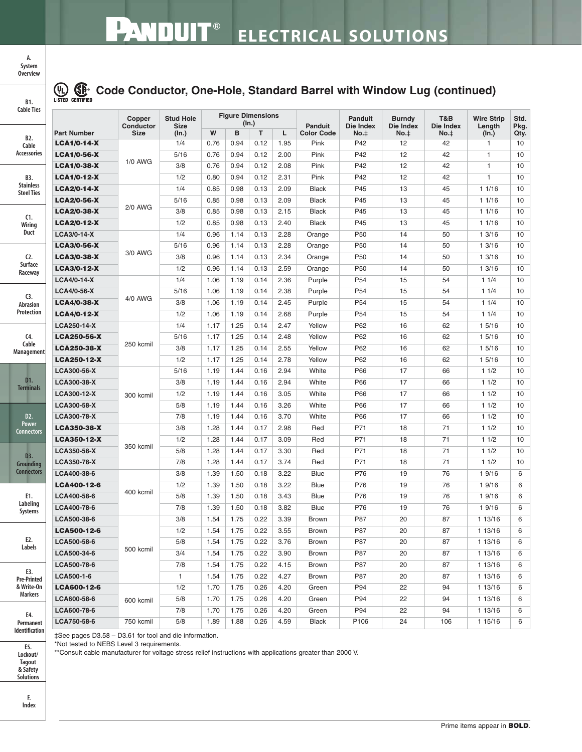# Code Conductor, One-Hole, Standard Barrel with Window Lug (continued)

| Part Number | Copper Conductor Size | Stud Hole Size (In.) | Figure Dimensions (In.) W | B | T | L | Panduit Color Code | Panduit Die Index No.‡ | Burndy Die Index No.‡ | T&B Die Index No.‡ | Wire Strip Length (In.) | Std. Pkg. Qty. |
|---|---|---|---|---|---|---|---|---|---|---|---|---|
| **LCA1/0-14-X** | 1/0 AWG | 1/4 | 0.76 | 0.94 | 0.12 | 1.95 | Pink | P42 | 12 | 42 | 1 | 10 |
| **LCA1/0-56-X** | | 5/16 | 0.76 | 0.94 | 0.12 | 2.00 | Pink | P42 | 12 | 42 | 1 | 10 |
| **LCA1/0-38-X** | | 3/8 | 0.76 | 0.94 | 0.12 | 2.08 | Pink | P42 | 12 | 42 | 1 | 10 |
| **LCA1/0-12-X** | | 1/2 | 0.80 | 0.94 | 0.12 | 2.31 | Pink | P42 | 12 | 42 | 1 | 10 |
| **LCA2/0-14-X** | 2/0 AWG | 1/4 | 0.85 | 0.98 | 0.13 | 2.09 | Black | P45 | 13 | 45 | 1 1/16 | 10 |
| **LCA2/0-56-X** | | 5/16 | 0.85 | 0.98 | 0.13 | 2.09 | Black | P45 | 13 | 45 | 1 1/16 | 10 |
| **LCA2/0-38-X** | | 3/8 | 0.85 | 0.98 | 0.13 | 2.15 | Black | P45 | 13 | 45 | 1 1/16 | 10 |
| **LCA2/0-12-X** | | 1/2 | 0.85 | 0.98 | 0.13 | 2.40 | Black | P45 | 13 | 45 | 1 1/16 | 10 |
| LCA3/0-14-X | 3/0 AWG | 1/4 | 0.96 | 1.14 | 0.13 | 2.28 | Orange | P50 | 14 | 50 | 1 3/16 | 10 |
| **LCA3/0-56-X** | | 5/16 | 0.96 | 1.14 | 0.13 | 2.28 | Orange | P50 | 14 | 50 | 1 3/16 | 10 |
| **LCA3/0-38-X** | | 3/8 | 0.96 | 1.14 | 0.13 | 2.34 | Orange | P50 | 14 | 50 | 1 3/16 | 10 |
| **LCA3/0-12-X** | | 1/2 | 0.96 | 1.14 | 0.13 | 2.59 | Orange | P50 | 14 | 50 | 1 3/16 | 10 |
| LCA4/0-14-X | 4/0 AWG | 1/4 | 1.06 | 1.19 | 0.14 | 2.36 | Purple | P54 | 15 | 54 | 1 1/4 | 10 |
| LCA4/0-56-X | | 5/16 | 1.06 | 1.19 | 0.14 | 2.38 | Purple | P54 | 15 | 54 | 1 1/4 | 10 |
| **LCA4/0-38-X** | | 3/8 | 1.06 | 1.19 | 0.14 | 2.45 | Purple | P54 | 15 | 54 | 1 1/4 | 10 |
| **LCA4/0-12-X** | | 1/2 | 1.06 | 1.19 | 0.14 | 2.68 | Purple | P54 | 15 | 54 | 1 1/4 | 10 |
| LCA250-14-X | 250 kcmil | 1/4 | 1.17 | 1.25 | 0.14 | 2.47 | Yellow | P62 | 16 | 62 | 1 5/16 | 10 |
| **LCA250-56-X** | | 5/16 | 1.17 | 1.25 | 0.14 | 2.48 | Yellow | P62 | 16 | 62 | 1 5/16 | 10 |
| **LCA250-38-X** | | 3/8 | 1.17 | 1.25 | 0.14 | 2.55 | Yellow | P62 | 16 | 62 | 1 5/16 | 10 |
| **LCA250-12-X** | | 1/2 | 1.17 | 1.25 | 0.14 | 2.78 | Yellow | P62 | 16 | 62 | 1 5/16 | 10 |
| LCA300-56-X | 300 kcmil | 5/16 | 1.19 | 1.44 | 0.16 | 2.94 | White | P66 | 17 | 66 | 1 1/2 | 10 |
| LCA300-38-X | | 3/8 | 1.19 | 1.44 | 0.16 | 2.94 | White | P66 | 17 | 66 | 1 1/2 | 10 |
| LCA300-12-X | | 1/2 | 1.19 | 1.44 | 0.16 | 3.05 | White | P66 | 17 | 66 | 1 1/2 | 10 |
| LCA300-58-X | | 5/8 | 1.19 | 1.44 | 0.16 | 3.26 | White | P66 | 17 | 66 | 1 1/2 | 10 |
| LCA300-78-X | | 7/8 | 1.19 | 1.44 | 0.16 | 3.70 | White | P66 | 17 | 66 | 1 1/2 | 10 |
| **LCA350-38-X** | 350 kcmil | 3/8 | 1.28 | 1.44 | 0.17 | 2.98 | Red | P71 | 18 | 71 | 1 1/2 | 10 |
| **LCA350-12-X** | | 1/2 | 1.28 | 1.44 | 0.17 | 3.09 | Red | P71 | 18 | 71 | 1 1/2 | 10 |
| LCA350-58-X | | 5/8 | 1.28 | 1.44 | 0.17 | 3.30 | Red | P71 | 18 | 71 | 1 1/2 | 10 |
| LCA350-78-X | | 7/8 | 1.28 | 1.44 | 0.17 | 3.74 | Red | P71 | 18 | 71 | 1 1/2 | 10 |
| LCA400-38-6 | 400 kcmil | 3/8 | 1.39 | 1.50 | 0.18 | 3.22 | Blue | P76 | 19 | 76 | 1 9/16 | 6 |
| **LCA400-12-6** | | 1/2 | 1.39 | 1.50 | 0.18 | 3.22 | Blue | P76 | 19 | 76 | 1 9/16 | 6 |
| LCA400-58-6 | | 5/8 | 1.39 | 1.50 | 0.18 | 3.43 | Blue | P76 | 19 | 76 | 1 9/16 | 6 |
| LCA400-78-6 | | 7/8 | 1.39 | 1.50 | 0.18 | 3.82 | Blue | P76 | 19 | 76 | 1 9/16 | 6 |
| LCA500-38-6 | 500 kcmil | 3/8 | 1.54 | 1.75 | 0.22 | 3.39 | Brown | P87 | 20 | 87 | 1 13/16 | 6 |
| **LCA500-12-6** | | 1/2 | 1.54 | 1.75 | 0.22 | 3.55 | Brown | P87 | 20 | 87 | 1 13/16 | 6 |
| LCA500-58-6 | | 5/8 | 1.54 | 1.75 | 0.22 | 3.76 | Brown | P87 | 20 | 87 | 1 13/16 | 6 |
| LCA500-34-6 | | 3/4 | 1.54 | 1.75 | 0.22 | 3.90 | Brown | P87 | 20 | 87 | 1 13/16 | 6 |
| LCA500-78-6 | | 7/8 | 1.54 | 1.75 | 0.22 | 4.15 | Brown | P87 | 20 | 87 | 1 13/16 | 6 |
| LCA500-1-6 | | 1 | 1.54 | 1.75 | 0.22 | 4.27 | Brown | P87 | 20 | 87 | 1 13/16 | 6 |
| **LCA600-12-6** | 600 kcmil | 1/2 | 1.70 | 1.75 | 0.26 | 4.20 | Green | P94 | 22 | 94 | 1 13/16 | 6 |
| LCA600-58-6 | | 5/8 | 1.70 | 1.75 | 0.26 | 4.20 | Green | P94 | 22 | 94 | 1 13/16 | 6 |
| LCA600-78-6 | | 7/8 | 1.70 | 1.75 | 0.26 | 4.20 | Green | P94 | 22 | 94 | 1 13/16 | 6 |
| LCA750-58-6 | 750 kcmil | 5/8 | 1.89 | 1.88 | 0.26 | 4.59 | Black | P106 | 24 | 106 | 1 15/16 | 6 |

‡See pages D3.58 – D3.61 for tool and die information.
*Not tested to NEBS Level 3 requirements.
**Consult cable manufacturer for voltage stress relief instructions with applications greater than 2000 V.

Prime items appear in **BOLD**.